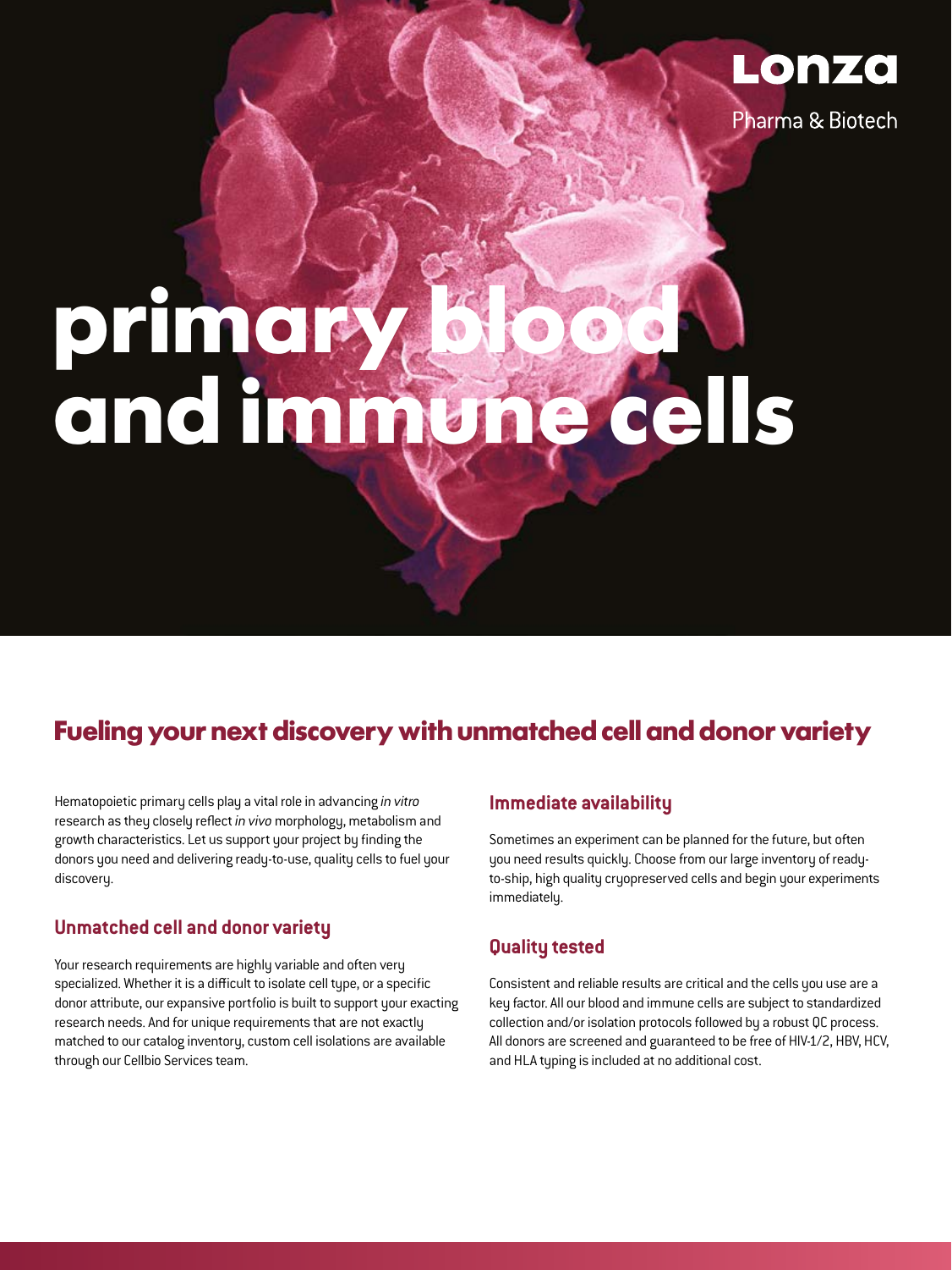Lonza

Pharma & Biotech

# primary blood and immune cells

## Fueling your next discovery with unmatched cell and donor variety

Hematopoietic primary cells play a vital role in advancing *in vitro* research as they closely reflect *in vivo* morphology, metabolism and growth characteristics. Let us support your project by finding the donors you need and delivering ready-to-use, quality cells to fuel your discovery.

### Unmatched cell and donor variety

Your research requirements are highly variable and often very specialized. Whether it is a difficult to isolate cell type, or a specific donor attribute, our expansive portfolio is built to support your exacting research needs. And for unique requirements that are not exactly matched to our catalog inventory, custom cell isolations are available through our Cellbio Services team.

### Immediate availability

Sometimes an experiment can be planned for the future, but often you need results quickly. Choose from our large inventory of ready-to-ship, high quality cryopreserved cells and begin your experiments immediately.

### Quality tested

Consistent and reliable results are critical and the cells you use are a key factor. All our blood and immune cells are subject to standardized collection and/or isolation protocols followed by a robust QC process. All donors are screened and guaranteed to be free of HIV-1/2, HBV, HCV, and HLA typing is included at no additional cost.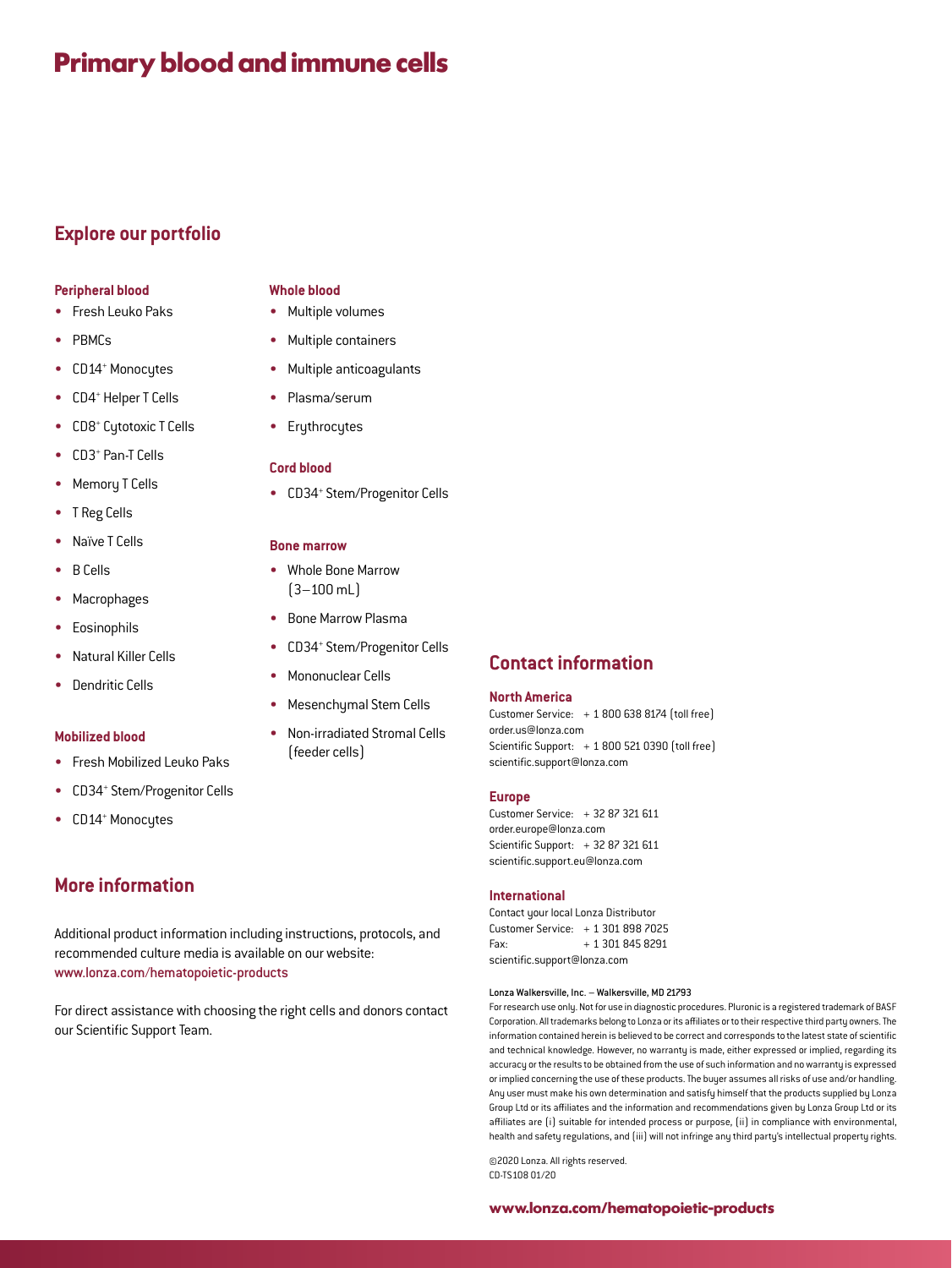# Primary blood and immune cells

## Explore our portfolio

### Peripheral blood

- Fresh Leuko Paks
- PBMCs
- $CD14^+$ Monocytes
- $CD4^+$ Helper T Cells
- $CD8^+$ Cytotoxic T Cells
- $CD3^+$ Pan-T Cells
- Memory T Cells
- T Reg Cells
- Naïve T Cells
- B Cells
- Macrophages
- Eosinophils
- Natural Killer Cells
- Dendritic Cells

### Mobilized blood

- Fresh Mobilized Leuko Paks
- $CD34^+$ Stem/Progenitor Cells
- $CD14^+$ Monocytes

### Whole blood

- Multiple volumes
- Multiple containers
- Multiple anticoagulants
- Plasma/serum
- Erythrocytes

### Cord blood

- $CD34^+$ Stem/Progenitor Cells

### Bone marrow

- Whole Bone Marrow (3–100 mL)
- Bone Marrow Plasma
- $CD34^+$ Stem/Progenitor Cells
- Mononuclear Cells
- Mesenchymal Stem Cells
- Non-irradiated Stromal Cells (feeder cells)

## More information

Additional product information including instructions, protocols, and recommended culture media is available on our website: www.lonza.com/hematopoietic-products

For direct assistance with choosing the right cells and donors contact our Scientific Support Team.

## Contact information

### North America

Customer Service: + 1 800 638 8174 (toll free)
order.us@lonza.com
Scientific Support: + 1 800 521 0390 (toll free)
scientific.support@lonza.com

### Europe

Customer Service: + 32 87 321 611
order.europe@lonza.com
Scientific Support: + 32 87 321 611
scientific.support.eu@lonza.com

### International

Contact your local Lonza Distributor
Customer Service: + 1 301 898 7025
Fax: + 1 301 845 8291
scientific.support@lonza.com

**Lonza Walkersville, Inc. – Walkersville, MD 21793**

For research use only. Not for use in diagnostic procedures. Pluronic is a registered trademark of BASF Corporation. All trademarks belong to Lonza or its affiliates or to their respective third party owners. The information contained herein is believed to be correct and corresponds to the latest state of scientific and technical knowledge. However, no warranty is made, either expressed or implied, regarding its accuracy or the results to be obtained from the use of such information and no warranty is expressed or implied concerning the use of these products. The buyer assumes all risks of use and/or handling. Any user must make his own determination and satisfy himself that the products supplied by Lonza Group Ltd or its affiliates and the information and recommendations given by Lonza Group Ltd or its affiliates are (i) suitable for intended process or purpose, (ii) in compliance with environmental, health and safety regulations, and (iii) will not infringe any third party's intellectual property rights.

©2020 Lonza. All rights reserved.
CD-TS108 01/20

**www.lonza.com/hematopoietic-products**